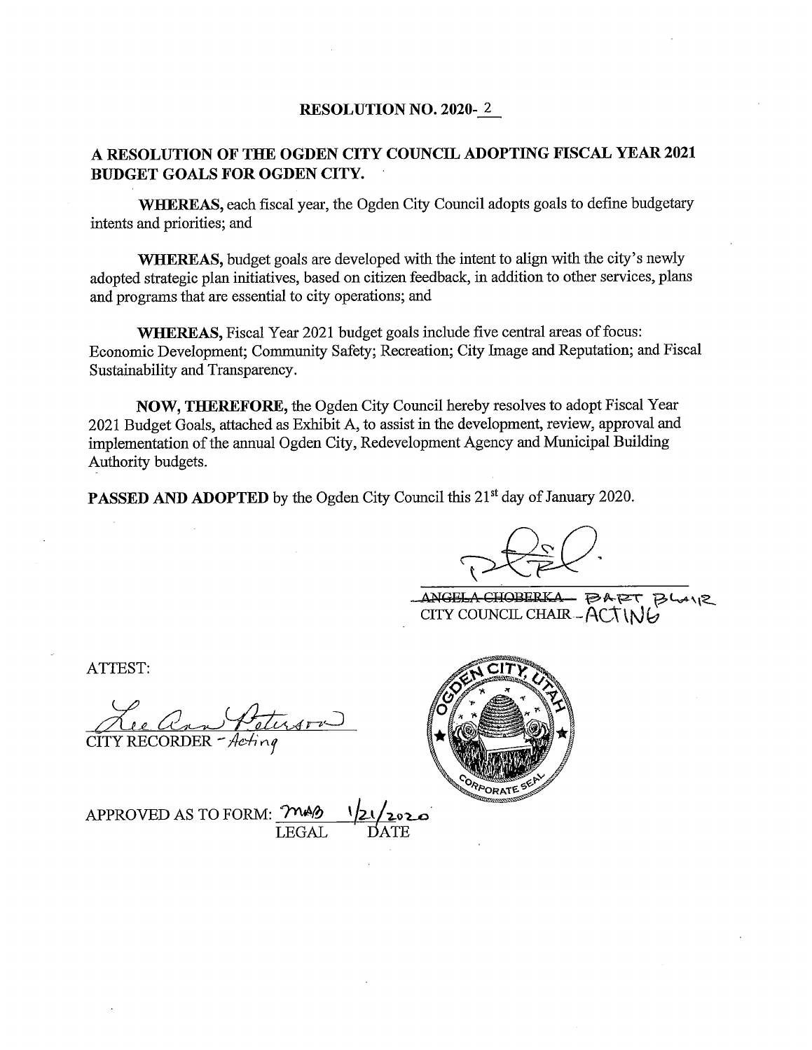**RESOLUTION NO. 2020-2**

**A RESOLUTION OF THE OGDEN CITY COUNCIL ADOPTING FISCAL YEAR 2021 BUDGET GOALS FOR OGDEN CITY.**

**WHEREAS,** each fiscal year, the Ogden City Council adopts goals to define budgetary intents and priorities; and

**WHEREAS,** budget goals are developed with the intent to align with the city's newly adopted strategic plan initiatives, based on citizen feedback, in addition to other services, plans and programs that are essential to city operations; and

**WHEREAS,** Fiscal Year 2021 budget goals include five central areas of focus: Economic Development; Community Safety; Recreation; City Image and Reputation; and Fiscal Sustainability and Transparency.

**NOW, THEREFORE,** the Ogden City Council hereby resolves to adopt Fiscal Year 2021 Budget Goals, attached as Exhibit A, to assist in the development, review, approval and implementation of the annual Ogden City, Redevelopment Agency and Municipal Building Authority budgets.

**PASSED AND ADOPTED** by the Ogden City Council this 21st day of January 2020.

~~ANGELA CHOBERKA~~ BART BLAIR
CITY COUNCIL CHAIR - ACTING

ATTEST:

Lee Ann Peterson
CITY RECORDER - Acting

OGDEN CITY, UTAH CORPORATE SEAL

APPROVED AS TO FORM: MAB 1/21/2020
LEGAL DATE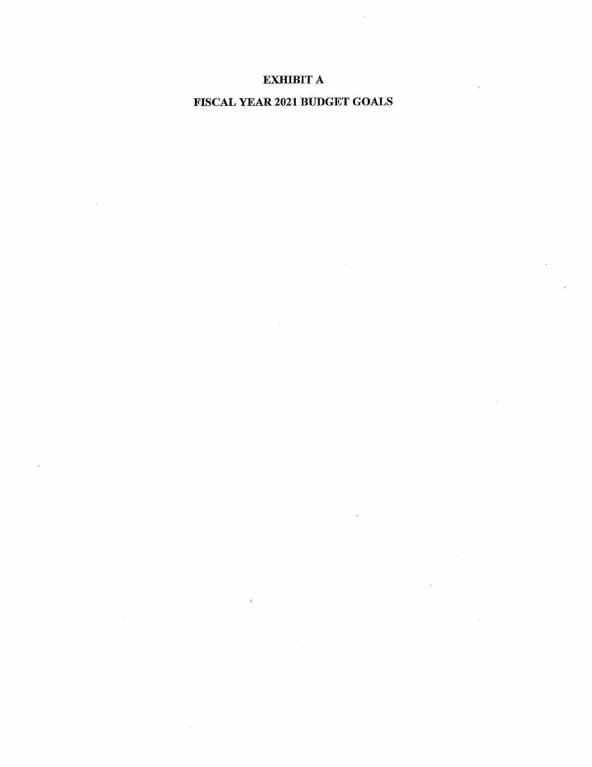# EXHIBIT A

# FISCAL YEAR 2021 BUDGET GOALS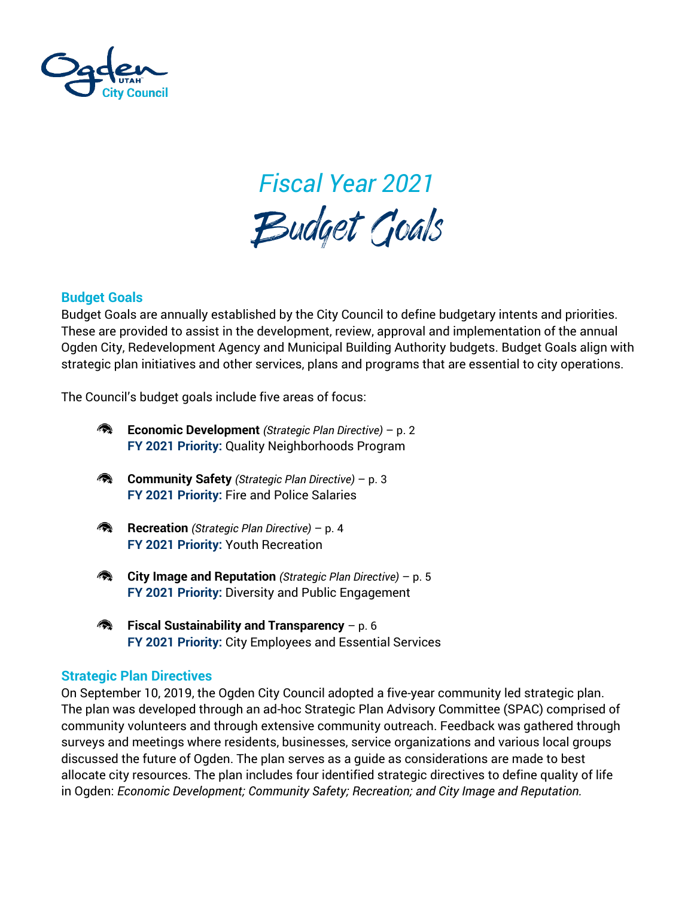Ogden UTAH City Council

# *Fiscal Year 2021*
# Budget Goals

## Budget Goals

Budget Goals are annually established by the City Council to define budgetary intents and priorities. These are provided to assist in the development, review, approval and implementation of the annual Ogden City, Redevelopment Agency and Municipal Building Authority budgets. Budget Goals align with strategic plan initiatives and other services, plans and programs that are essential to city operations.

The Council's budget goals include five areas of focus:

- **Economic Development** *(Strategic Plan Directive)* – p. 2
  **FY 2021 Priority:** Quality Neighborhoods Program
- **Community Safety** *(Strategic Plan Directive)* – p. 3
  **FY 2021 Priority:** Fire and Police Salaries
- **Recreation** *(Strategic Plan Directive)* – p. 4
  **FY 2021 Priority:** Youth Recreation
- **City Image and Reputation** *(Strategic Plan Directive)* – p. 5
  **FY 2021 Priority:** Diversity and Public Engagement
- **Fiscal Sustainability and Transparency** – p. 6
  **FY 2021 Priority:** City Employees and Essential Services

## Strategic Plan Directives

On September 10, 2019, the Ogden City Council adopted a five-year community led strategic plan. The plan was developed through an ad-hoc Strategic Plan Advisory Committee (SPAC) comprised of community volunteers and through extensive community outreach. Feedback was gathered through surveys and meetings where residents, businesses, service organizations and various local groups discussed the future of Ogden. The plan serves as a guide as considerations are made to best allocate city resources. The plan includes four identified strategic directives to define quality of life in Ogden: *Economic Development; Community Safety; Recreation; and City Image and Reputation.*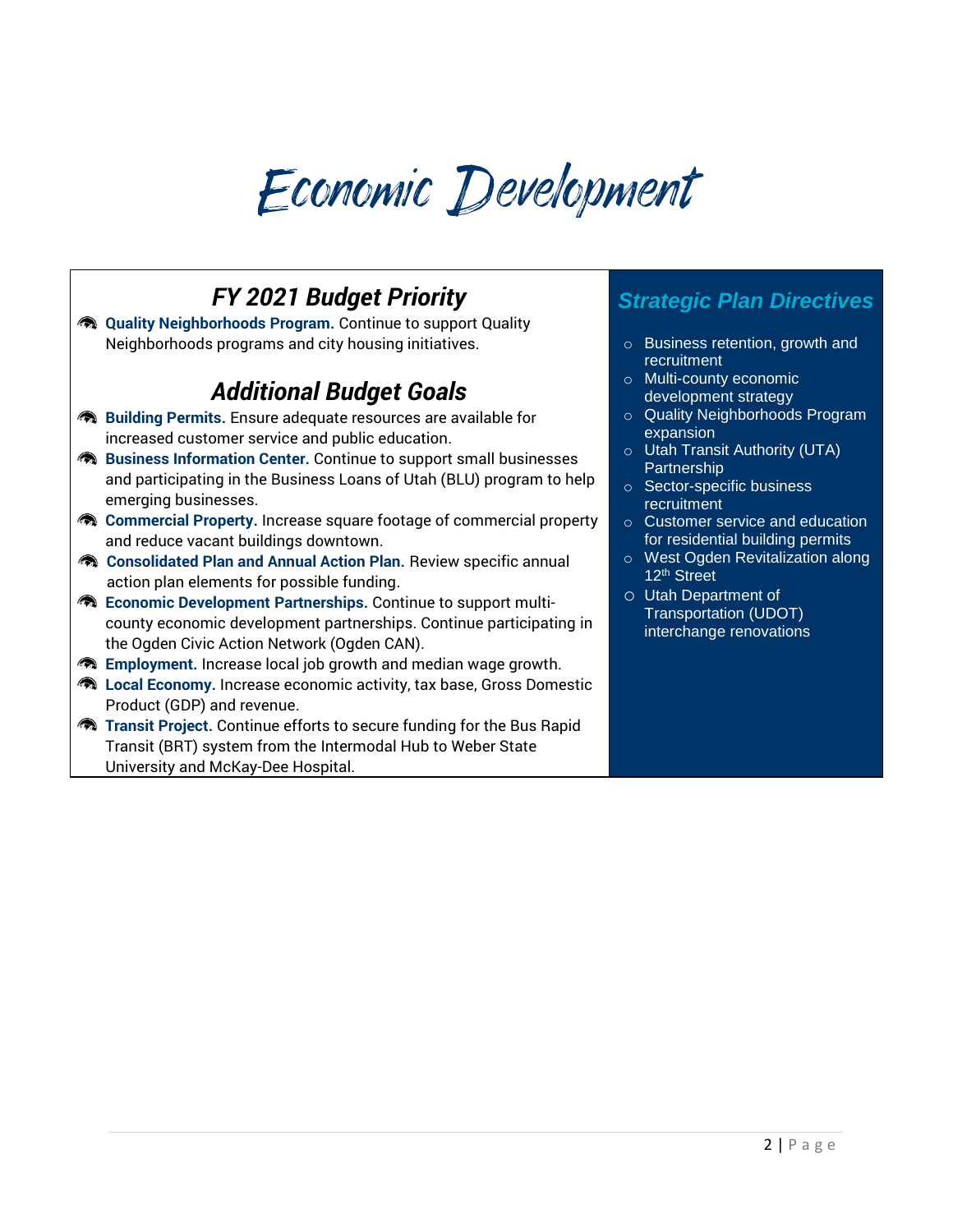# Economic Development

## FY 2021 Budget Priority

- **Quality Neighborhoods Program.** Continue to support Quality Neighborhoods programs and city housing initiatives.

## Additional Budget Goals

- **Building Permits.** Ensure adequate resources are available for increased customer service and public education.
- **Business Information Center.** Continue to support small businesses and participating in the Business Loans of Utah (BLU) program to help emerging businesses.
- **Commercial Property.** Increase square footage of commercial property and reduce vacant buildings downtown.
- **Consolidated Plan and Annual Action Plan.** Review specific annual action plan elements for possible funding.
- **Economic Development Partnerships.** Continue to support multi-county economic development partnerships. Continue participating in the Ogden Civic Action Network (Ogden CAN).
- **Employment.** Increase local job growth and median wage growth.
- **Local Economy.** Increase economic activity, tax base, Gross Domestic Product (GDP) and revenue.
- **Transit Project.** Continue efforts to secure funding for the Bus Rapid Transit (BRT) system from the Intermodal Hub to Weber State University and McKay-Dee Hospital.

## Strategic Plan Directives

- Business retention, growth and recruitment
- Multi-county economic development strategy
- Quality Neighborhoods Program expansion
- Utah Transit Authority (UTA) Partnership
- Sector-specific business recruitment
- Customer service and education for residential building permits
- West Ogden Revitalization along 12th Street
- Utah Department of Transportation (UDOT) interchange renovations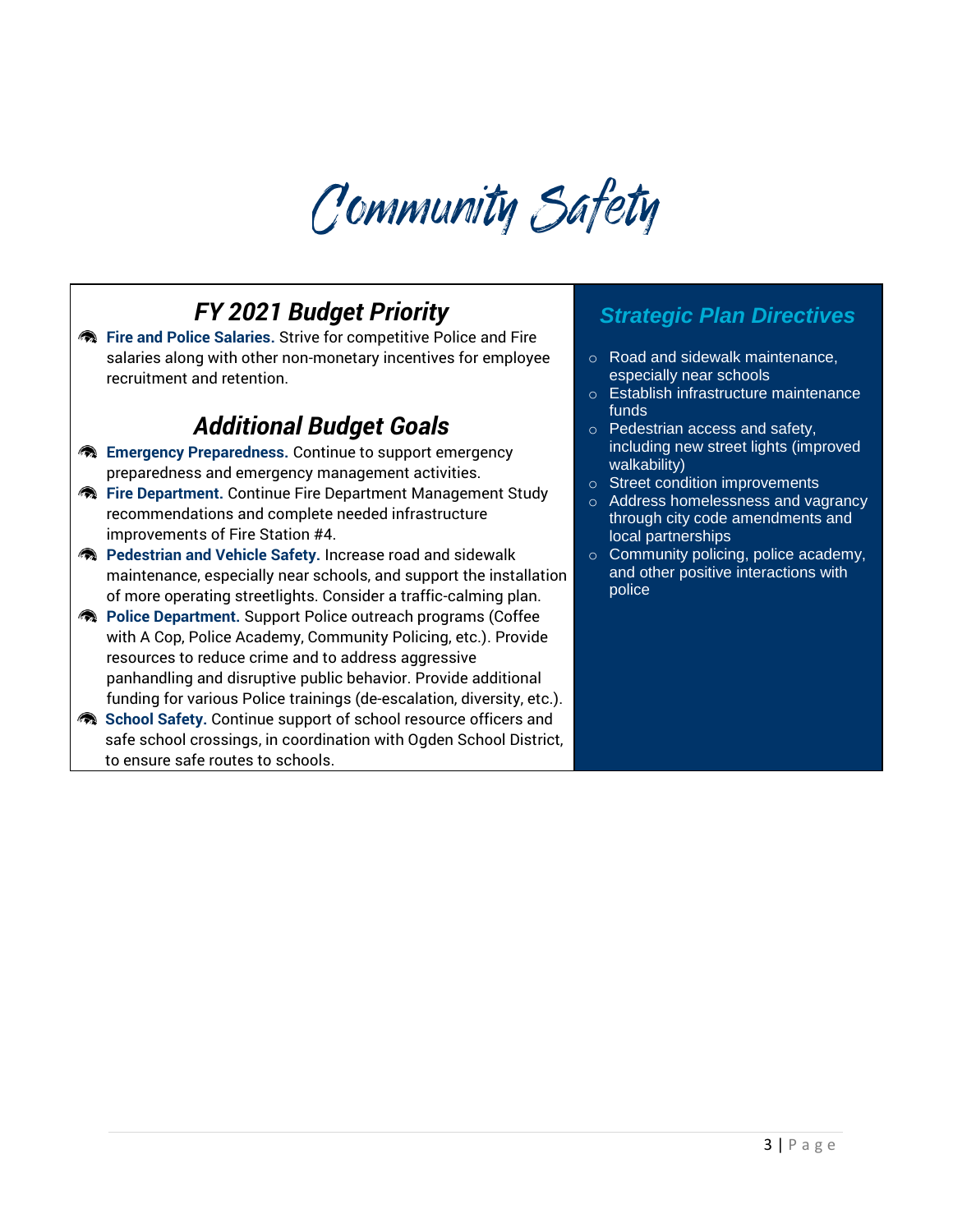# Community Safety

## FY 2021 Budget Priority

- **Fire and Police Salaries.** Strive for competitive Police and Fire salaries along with other non-monetary incentives for employee recruitment and retention.

## Additional Budget Goals

- **Emergency Preparedness.** Continue to support emergency preparedness and emergency management activities.
- **Fire Department.** Continue Fire Department Management Study recommendations and complete needed infrastructure improvements of Fire Station #4.
- **Pedestrian and Vehicle Safety.** Increase road and sidewalk maintenance, especially near schools, and support the installation of more operating streetlights. Consider a traffic-calming plan.
- **Police Department.** Support Police outreach programs (Coffee with A Cop, Police Academy, Community Policing, etc.). Provide resources to reduce crime and to address aggressive panhandling and disruptive public behavior. Provide additional funding for various Police trainings (de-escalation, diversity, etc.).
- **School Safety.** Continue support of school resource officers and safe school crossings, in coordination with Ogden School District, to ensure safe routes to schools.

## Strategic Plan Directives

- Road and sidewalk maintenance, especially near schools
- Establish infrastructure maintenance funds
- Pedestrian access and safety, including new street lights (improved walkability)
- Street condition improvements
- Address homelessness and vagrancy through city code amendments and local partnerships
- Community policing, police academy, and other positive interactions with police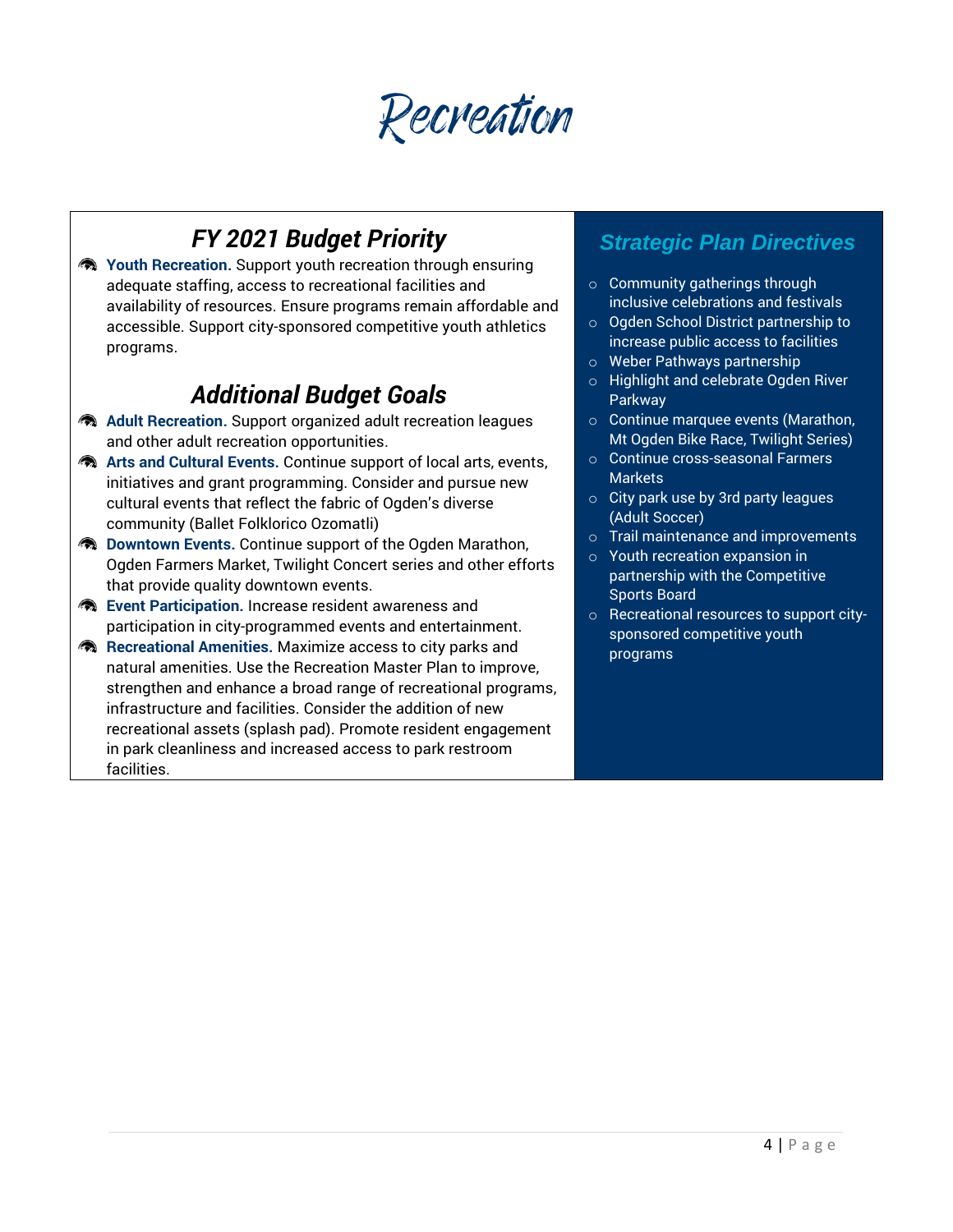# Recreation

## FY 2021 Budget Priority

- **Youth Recreation.** Support youth recreation through ensuring adequate staffing, access to recreational facilities and availability of resources. Ensure programs remain affordable and accessible. Support city-sponsored competitive youth athletics programs.

## Additional Budget Goals

- **Adult Recreation.** Support organized adult recreation leagues and other adult recreation opportunities.
- **Arts and Cultural Events.** Continue support of local arts, events, initiatives and grant programming. Consider and pursue new cultural events that reflect the fabric of Ogden's diverse community (Ballet Folklorico Ozomatli)
- **Downtown Events.** Continue support of the Ogden Marathon, Ogden Farmers Market, Twilight Concert series and other efforts that provide quality downtown events.
- **Event Participation.** Increase resident awareness and participation in city-programmed events and entertainment.
- **Recreational Amenities.** Maximize access to city parks and natural amenities. Use the Recreation Master Plan to improve, strengthen and enhance a broad range of recreational programs, infrastructure and facilities. Consider the addition of new recreational assets (splash pad). Promote resident engagement in park cleanliness and increased access to park restroom facilities.

## Strategic Plan Directives

- Community gatherings through inclusive celebrations and festivals
- Ogden School District partnership to increase public access to facilities
- Weber Pathways partnership
- Highlight and celebrate Ogden River Parkway
- Continue marquee events (Marathon, Mt Ogden Bike Race, Twilight Series)
- Continue cross-seasonal Farmers Markets
- City park use by 3rd party leagues (Adult Soccer)
- Trail maintenance and improvements
- Youth recreation expansion in partnership with the Competitive Sports Board
- Recreational resources to support city-sponsored competitive youth programs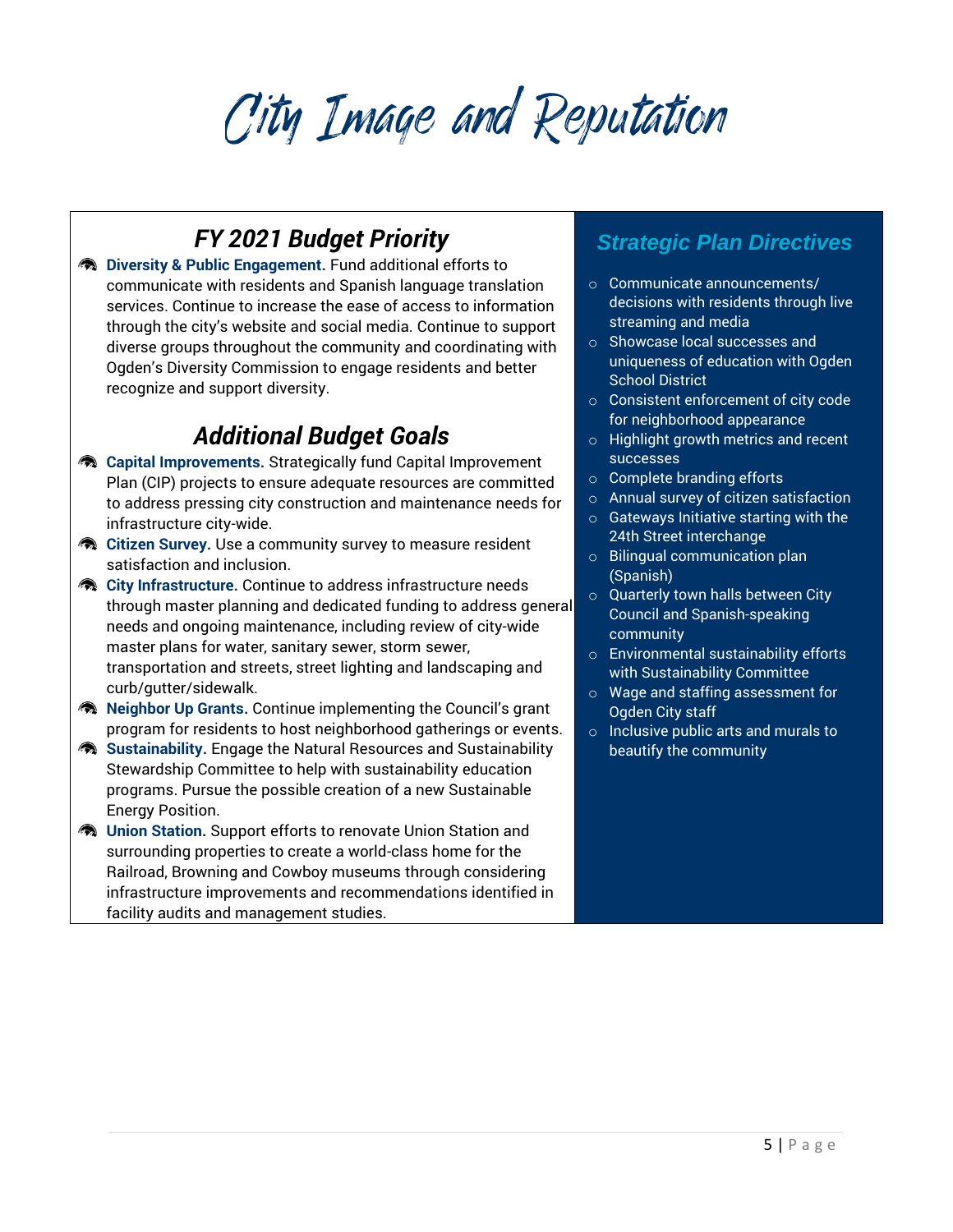# City Image and Reputation

## FY 2021 Budget Priority

- **Diversity & Public Engagement.** Fund additional efforts to communicate with residents and Spanish language translation services. Continue to increase the ease of access to information through the city's website and social media. Continue to support diverse groups throughout the community and coordinating with Ogden's Diversity Commission to engage residents and better recognize and support diversity.

## Additional Budget Goals

- **Capital Improvements.** Strategically fund Capital Improvement Plan (CIP) projects to ensure adequate resources are committed to address pressing city construction and maintenance needs for infrastructure city-wide.
- **Citizen Survey.** Use a community survey to measure resident satisfaction and inclusion.
- **City Infrastructure.** Continue to address infrastructure needs through master planning and dedicated funding to address general needs and ongoing maintenance, including review of city-wide master plans for water, sanitary sewer, storm sewer, transportation and streets, street lighting and landscaping and curb/gutter/sidewalk.
- **Neighbor Up Grants.** Continue implementing the Council's grant program for residents to host neighborhood gatherings or events.
- **Sustainability.** Engage the Natural Resources and Sustainability Stewardship Committee to help with sustainability education programs. Pursue the possible creation of a new Sustainable Energy Position.
- **Union Station.** Support efforts to renovate Union Station and surrounding properties to create a world-class home for the Railroad, Browning and Cowboy museums through considering infrastructure improvements and recommendations identified in facility audits and management studies.

## Strategic Plan Directives

- Communicate announcements/ decisions with residents through live streaming and media
- Showcase local successes and uniqueness of education with Ogden School District
- Consistent enforcement of city code for neighborhood appearance
- Highlight growth metrics and recent successes
- Complete branding efforts
- Annual survey of citizen satisfaction
- Gateways Initiative starting with the 24th Street interchange
- Bilingual communication plan (Spanish)
- Quarterly town halls between City Council and Spanish-speaking community
- Environmental sustainability efforts with Sustainability Committee
- Wage and staffing assessment for Ogden City staff
- Inclusive public arts and murals to beautify the community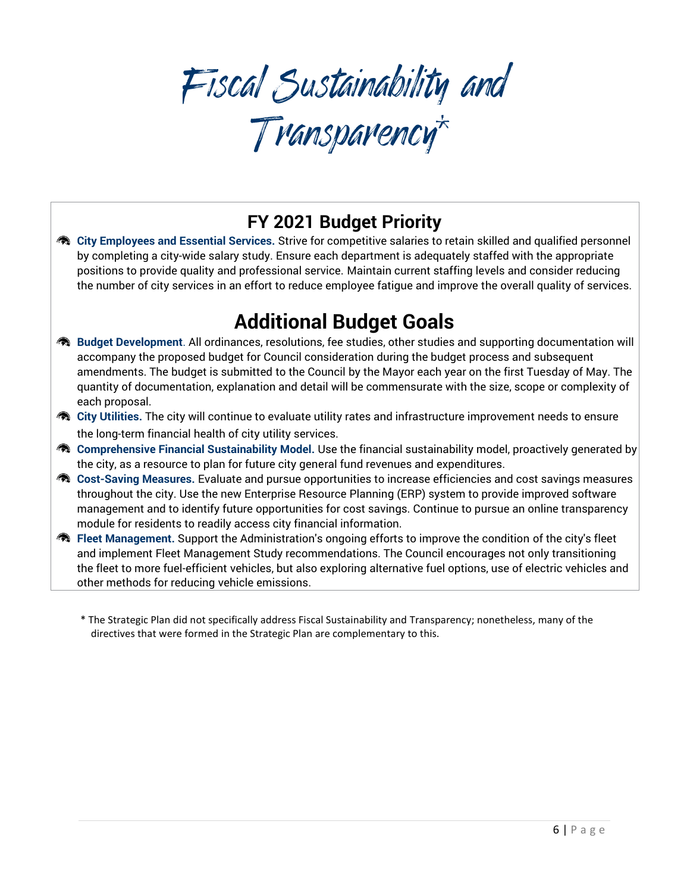# Fiscal Sustainability and Transparency*

## FY 2021 Budget Priority

- **City Employees and Essential Services.** Strive for competitive salaries to retain skilled and qualified personnel by completing a city-wide salary study. Ensure each department is adequately staffed with the appropriate positions to provide quality and professional service. Maintain current staffing levels and consider reducing the number of city services in an effort to reduce employee fatigue and improve the overall quality of services.

## Additional Budget Goals

- **Budget Development**. All ordinances, resolutions, fee studies, other studies and supporting documentation will accompany the proposed budget for Council consideration during the budget process and subsequent amendments. The budget is submitted to the Council by the Mayor each year on the first Tuesday of May. The quantity of documentation, explanation and detail will be commensurate with the size, scope or complexity of each proposal.
- **City Utilities.** The city will continue to evaluate utility rates and infrastructure improvement needs to ensure the long-term financial health of city utility services.
- **Comprehensive Financial Sustainability Model.** Use the financial sustainability model, proactively generated by the city, as a resource to plan for future city general fund revenues and expenditures.
- **Cost-Saving Measures.** Evaluate and pursue opportunities to increase efficiencies and cost savings measures throughout the city. Use the new Enterprise Resource Planning (ERP) system to provide improved software management and to identify future opportunities for cost savings. Continue to pursue an online transparency module for residents to readily access city financial information.
- **Fleet Management.** Support the Administration's ongoing efforts to improve the condition of the city's fleet and implement Fleet Management Study recommendations. The Council encourages not only transitioning the fleet to more fuel-efficient vehicles, but also exploring alternative fuel options, use of electric vehicles and other methods for reducing vehicle emissions.

* The Strategic Plan did not specifically address Fiscal Sustainability and Transparency; nonetheless, many of the directives that were formed in the Strategic Plan are complementary to this.